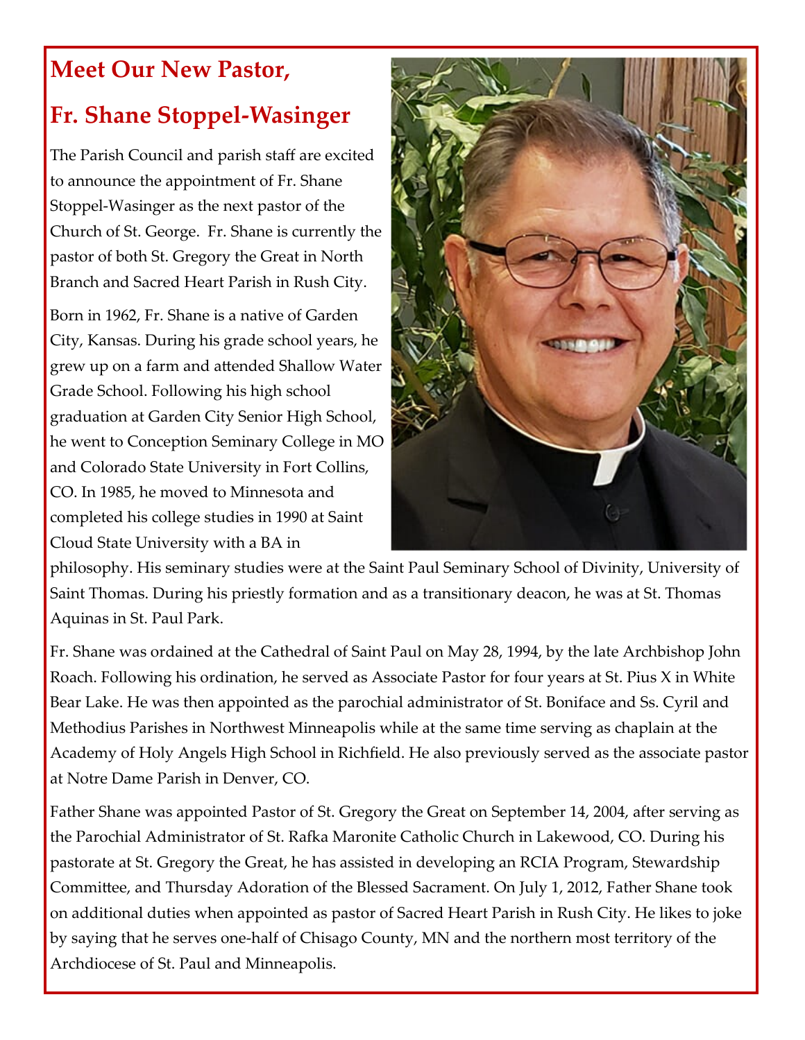# Meet Our New Pastor,

# Fr. Shane Stoppel-Wasinger

The Parish Council and parish staff are excited to announce the appointment of Fr. Shane Stoppel-Wasinger as the next pastor of the Church of St. George. Fr. Shane is currently the pastor of both St. Gregory the Great in North Branch and Sacred Heart Parish in Rush City.

Born in 1962, Fr. Shane is a native of Garden City, Kansas. During his grade school years, he grew up on a farm and attended Shallow Water Grade School. Following his high school graduation at Garden City Senior High School, he went to Conception Seminary College in MO and Colorado State University in Fort Collins, CO. In 1985, he moved to Minnesota and completed his college studies in 1990 at Saint Cloud State University with a BA in philosophy. His seminary studies were at the Saint Paul Seminary School of Divinity, University of Saint Thomas. During his priestly formation and as a transitionary deacon, he was at St. Thomas Aquinas in St. Paul Park.

Fr. Shane was ordained at the Cathedral of Saint Paul on May 28, 1994, by the late Archbishop John Roach. Following his ordination, he served as Associate Pastor for four years at St. Pius X in White Bear Lake. He was then appointed as the parochial administrator of St. Boniface and Ss. Cyril and Methodius Parishes in Northwest Minneapolis while at the same time serving as chaplain at the Academy of Holy Angels High School in Richfield. He also previously served as the associate pastor at Notre Dame Parish in Denver, CO.

Father Shane was appointed Pastor of St. Gregory the Great on September 14, 2004, after serving as the Parochial Administrator of St. Rafka Maronite Catholic Church in Lakewood, CO. During his pastorate at St. Gregory the Great, he has assisted in developing an RCIA Program, Stewardship Committee, and Thursday Adoration of the Blessed Sacrament. On July 1, 2012, Father Shane took on additional duties when appointed as pastor of Sacred Heart Parish in Rush City. He likes to joke by saying that he serves one-half of Chisago County, MN and the northern most territory of the Archdiocese of St. Paul and Minneapolis.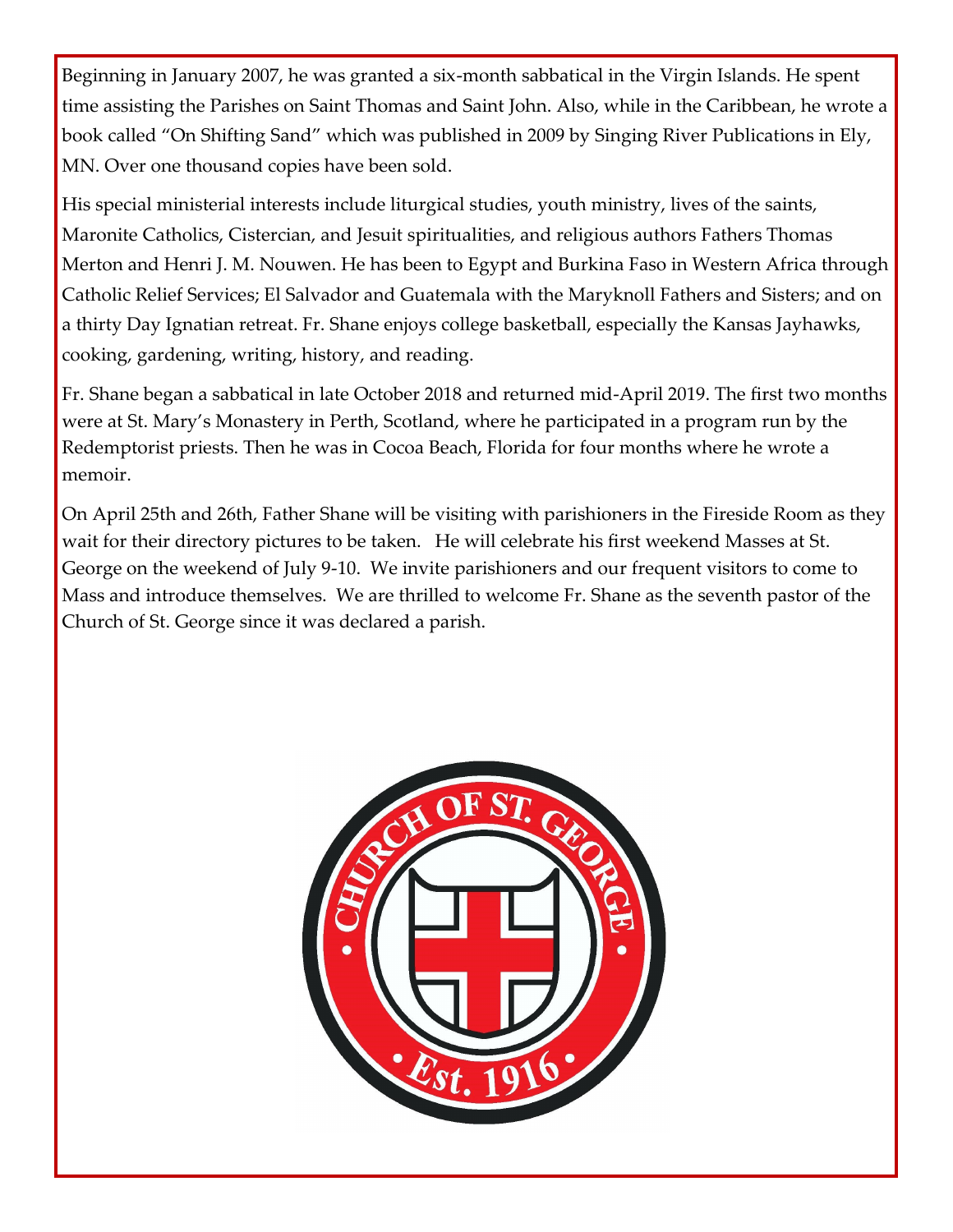Beginning in January 2007, he was granted a six-month sabbatical in the Virgin Islands. He spent time assisting the Parishes on Saint Thomas and Saint John. Also, while in the Caribbean, he wrote a book called "On Shifting Sand" which was published in 2009 by Singing River Publications in Ely, MN. Over one thousand copies have been sold.

His special ministerial interests include liturgical studies, youth ministry, lives of the saints, Maronite Catholics, Cistercian, and Jesuit spiritualities, and religious authors Fathers Thomas Merton and Henri J. M. Nouwen. He has been to Egypt and Burkina Faso in Western Africa through Catholic Relief Services; El Salvador and Guatemala with the Maryknoll Fathers and Sisters; and on a thirty Day Ignatian retreat. Fr. Shane enjoys college basketball, especially the Kansas Jayhawks, cooking, gardening, writing, history, and reading.

Fr. Shane began a sabbatical in late October 2018 and returned mid-April 2019. The first two months were at St. Mary's Monastery in Perth, Scotland, where he participated in a program run by the Redemptorist priests. Then he was in Cocoa Beach, Florida for four months where he wrote a memoir.

On April 25th and 26th, Father Shane will be visiting with parishioners in the Fireside Room as they wait for their directory pictures to be taken. He will celebrate his first weekend Masses at St. George on the weekend of July 9-10. We invite parishioners and our frequent visitors to come to Mass and introduce themselves. We are thrilled to welcome Fr. Shane as the seventh pastor of the Church of St. George since it was declared a parish.

CHURCH OF ST. GEORGE

• Est. 1916 •